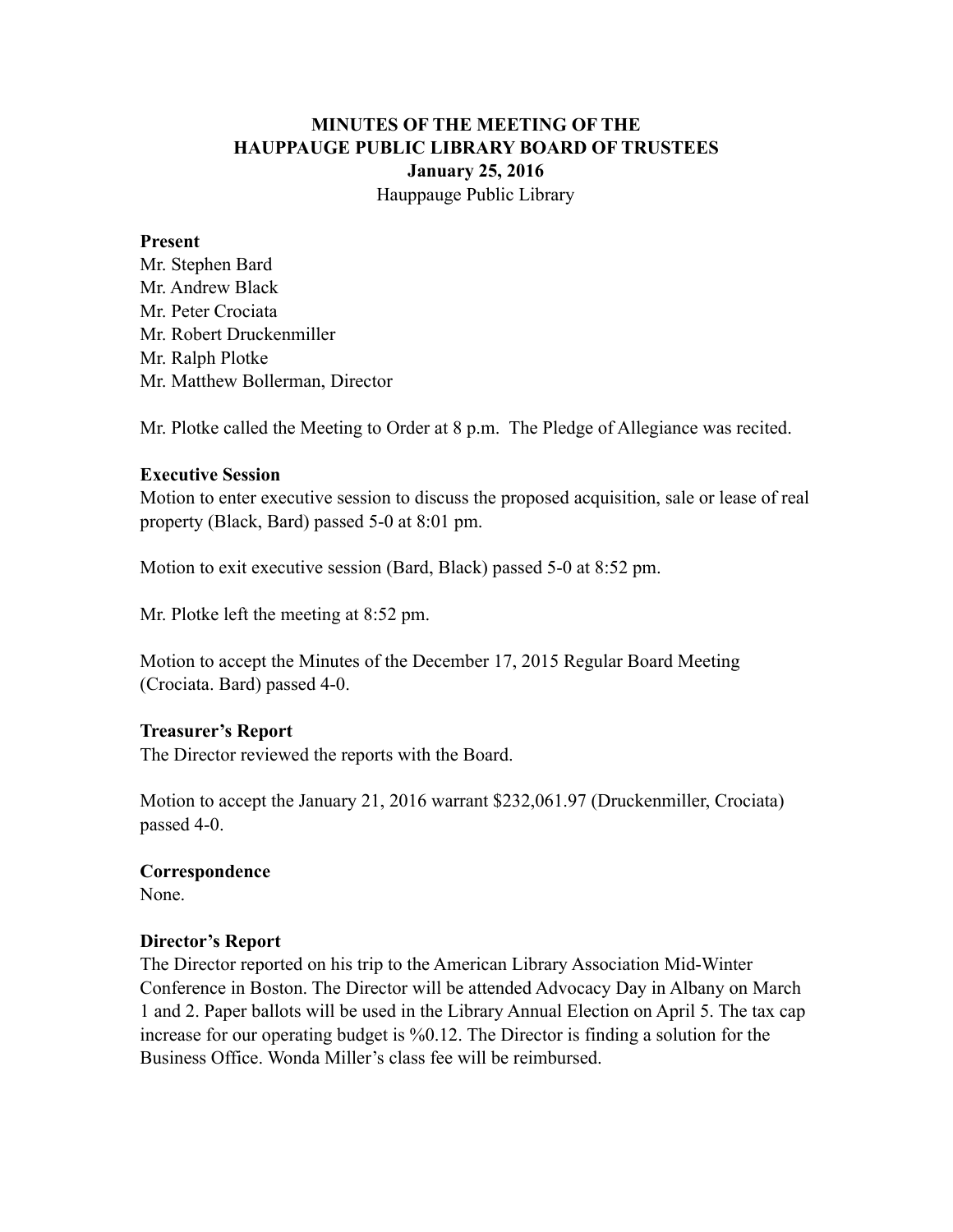# MINUTES OF THE MEETING OF THE HAUPPAUGE PUBLIC LIBRARY BOARD OF TRUSTEES

**January 25, 2016**

Hauppauge Public Library

**Present**

Mr. Stephen Bard
Mr. Andrew Black
Mr. Peter Crociata
Mr. Robert Druckenmiller
Mr. Ralph Plotke
Mr. Matthew Bollerman, Director

Mr. Plotke called the Meeting to Order at 8 p.m. The Pledge of Allegiance was recited.

**Executive Session**

Motion to enter executive session to discuss the proposed acquisition, sale or lease of real property (Black, Bard) passed 5-0 at 8:01 pm.

Motion to exit executive session (Bard, Black) passed 5-0 at 8:52 pm.

Mr. Plotke left the meeting at 8:52 pm.

Motion to accept the Minutes of the December 17, 2015 Regular Board Meeting (Crociata. Bard) passed 4-0.

**Treasurer's Report**

The Director reviewed the reports with the Board.

Motion to accept the January 21, 2016 warrant $232,061.97 (Druckenmiller, Crociata) passed 4-0.

**Correspondence**

None.

**Director's Report**

The Director reported on his trip to the American Library Association Mid-Winter Conference in Boston. The Director will be attended Advocacy Day in Albany on March 1 and 2. Paper ballots will be used in the Library Annual Election on April 5. The tax cap increase for our operating budget is %0.12. The Director is finding a solution for the Business Office. Wonda Miller's class fee will be reimbursed.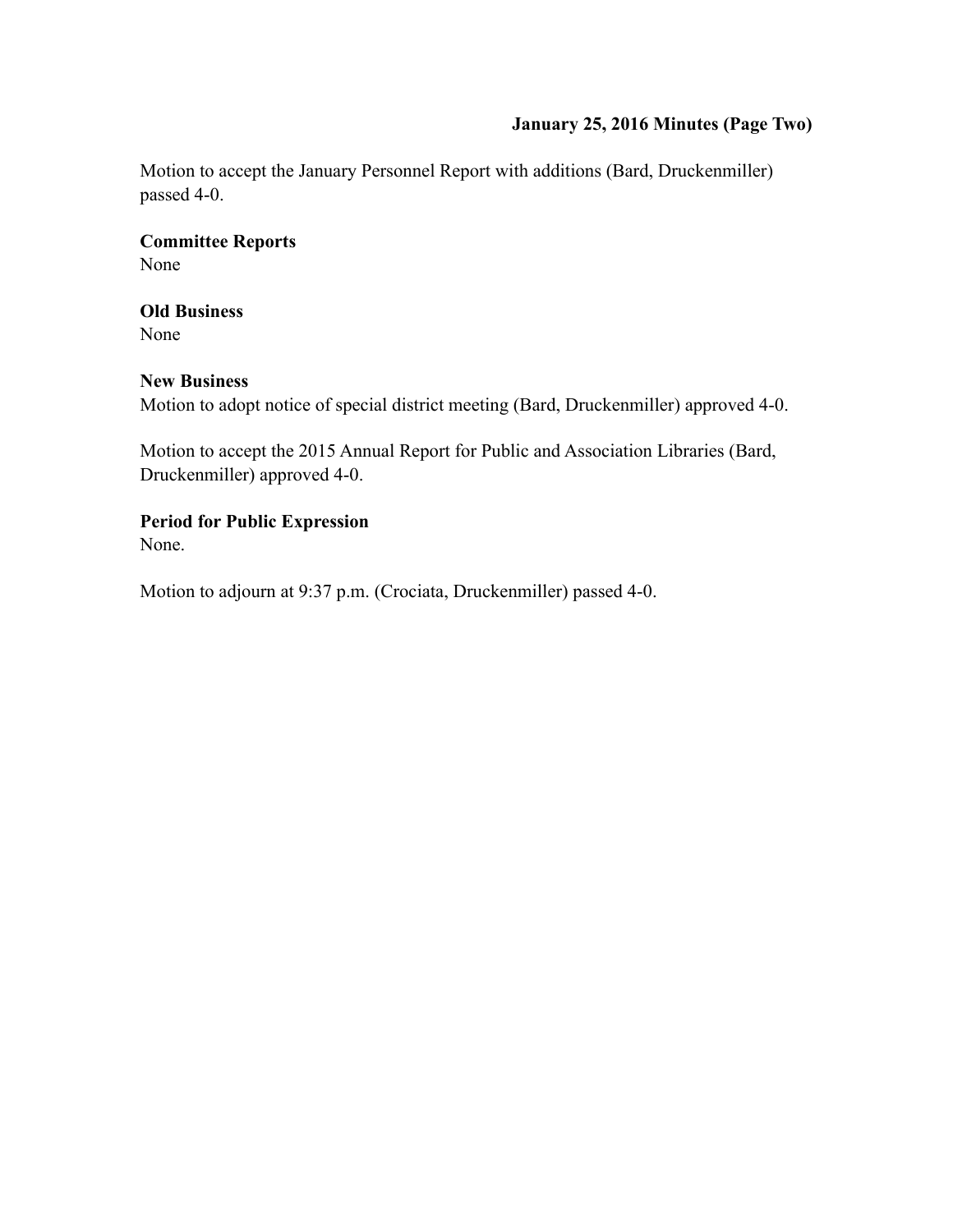Motion to accept the January Personnel Report with additions (Bard, Druckenmiller) passed 4-0.

**Committee Reports**
None

**Old Business**
None

**New Business**
Motion to adopt notice of special district meeting (Bard, Druckenmiller) approved 4-0.

Motion to accept the 2015 Annual Report for Public and Association Libraries (Bard, Druckenmiller) approved 4-0.

**Period for Public Expression**
None.

Motion to adjourn at 9:37 p.m. (Crociata, Druckenmiller) passed 4-0.